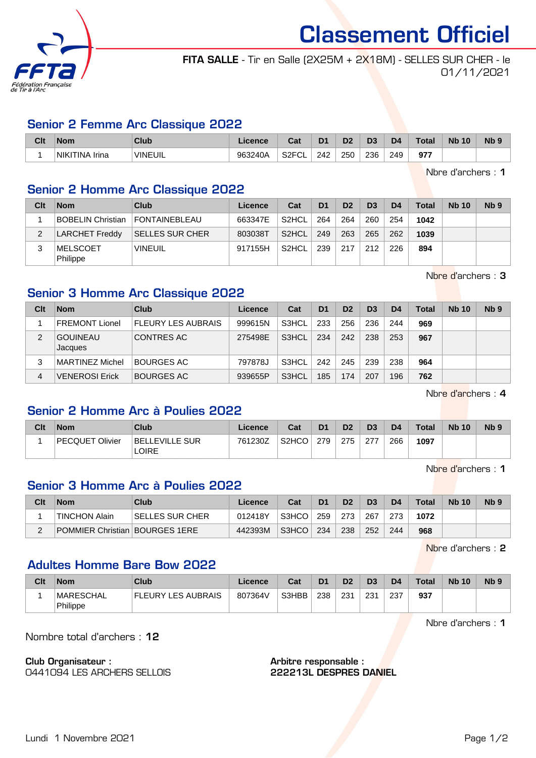# Classement Officiel

**FITA SALLE** - Tir en Salle (2X25M + 2X18M) - SELLES SUR CHER - le 01/11/2021

## Senior 2 Femme Arc Classique 2022

| Clt | Nom | Club | Licence | Cat | D1 | D2 | D3 | D4 | Total | Nb 10 | Nb 9 |
|---|---|---|---|---|---|---|---|---|---|---|---|
| 1 | NIKITINA Irina | VINEUIL | 963240A | S2FCL | 242 | 250 | 236 | 249 | **977** | | |

Nbre d'archers : **1**

## Senior 2 Homme Arc Classique 2022

| Clt | Nom | Club | Licence | Cat | D1 | D2 | D3 | D4 | Total | Nb 10 | Nb 9 |
|---|---|---|---|---|---|---|---|---|---|---|---|
| 1 | BOBELIN Christian | FONTAINEBLEAU | 663347E | S2HCL | 264 | 264 | 260 | 254 | **1042** | | |
| 2 | LARCHET Freddy | SELLES SUR CHER | 803038T | S2HCL | 249 | 263 | 265 | 262 | **1039** | | |
| 3 | MELSCOET Philippe | VINEUIL | 917155H | S2HCL | 239 | 217 | 212 | 226 | **894** | | |

Nbre d'archers : **3**

## Senior 3 Homme Arc Classique 2022

| Clt | Nom | Club | Licence | Cat | D1 | D2 | D3 | D4 | Total | Nb 10 | Nb 9 |
|---|---|---|---|---|---|---|---|---|---|---|---|
| 1 | FREMONT Lionel | FLEURY LES AUBRAIS | 999615N | S3HCL | 233 | 256 | 236 | 244 | **969** | | |
| 2 | GOUINEAU Jacques | CONTRES AC | 275498E | S3HCL | 234 | 242 | 238 | 253 | **967** | | |
| 3 | MARTINEZ Michel | BOURGES AC | 797878J | S3HCL | 242 | 245 | 239 | 238 | **964** | | |
| 4 | VENEROSI Erick | BOURGES AC | 939655P | S3HCL | 185 | 174 | 207 | 196 | **762** | | |

Nbre d'archers : **4**

## Senior 2 Homme Arc à Poulies 2022

| Clt | Nom | Club | Licence | Cat | D1 | D2 | D3 | D4 | Total | Nb 10 | Nb 9 |
|---|---|---|---|---|---|---|---|---|---|---|---|
| 1 | PECQUET Olivier | BELLEVILLE SUR LOIRE | 761230Z | S2HCO | 279 | 275 | 277 | 266 | **1097** | | |

Nbre d'archers : **1**

## Senior 3 Homme Arc à Poulies 2022

| Clt | Nom | Club | Licence | Cat | D1 | D2 | D3 | D4 | Total | Nb 10 | Nb 9 |
|---|---|---|---|---|---|---|---|---|---|---|---|
| 1 | TINCHON Alain | SELLES SUR CHER | 012418Y | S3HCO | 259 | 273 | 267 | 273 | **1072** | | |
| 2 | POMMIER Christian | BOURGES 1ERE | 442393M | S3HCO | 234 | 238 | 252 | 244 | **968** | | |

Nbre d'archers : **2**

## Adultes Homme Bare Bow 2022

| Clt | Nom | Club | Licence | Cat | D1 | D2 | D3 | D4 | Total | Nb 10 | Nb 9 |
|---|---|---|---|---|---|---|---|---|---|---|---|
| 1 | MARESCHAL Philippe | FLEURY LES AUBRAIS | 807364V | S3HBB | 238 | 231 | 231 | 237 | **937** | | |

Nbre d'archers : **1**

Nombre total d'archers : **12**

**Club Organisateur :**
0441094 LES ARCHERS SELLOIS

**Arbitre responsable :**
**222213L DESPRES DANIEL**

Lundi 1 Novembre 2021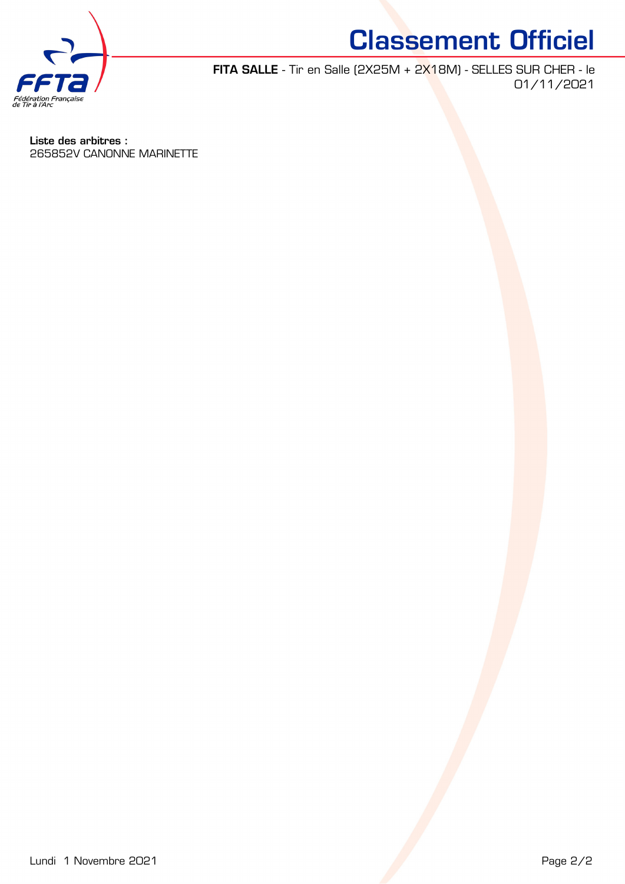# Classement Officiel

**FITA SALLE** - Tir en Salle (2X25M + 2X18M) - SELLES SUR CHER - le 01/11/2021

**Liste des arbitres :**
265852V CANONNE MARINETTE